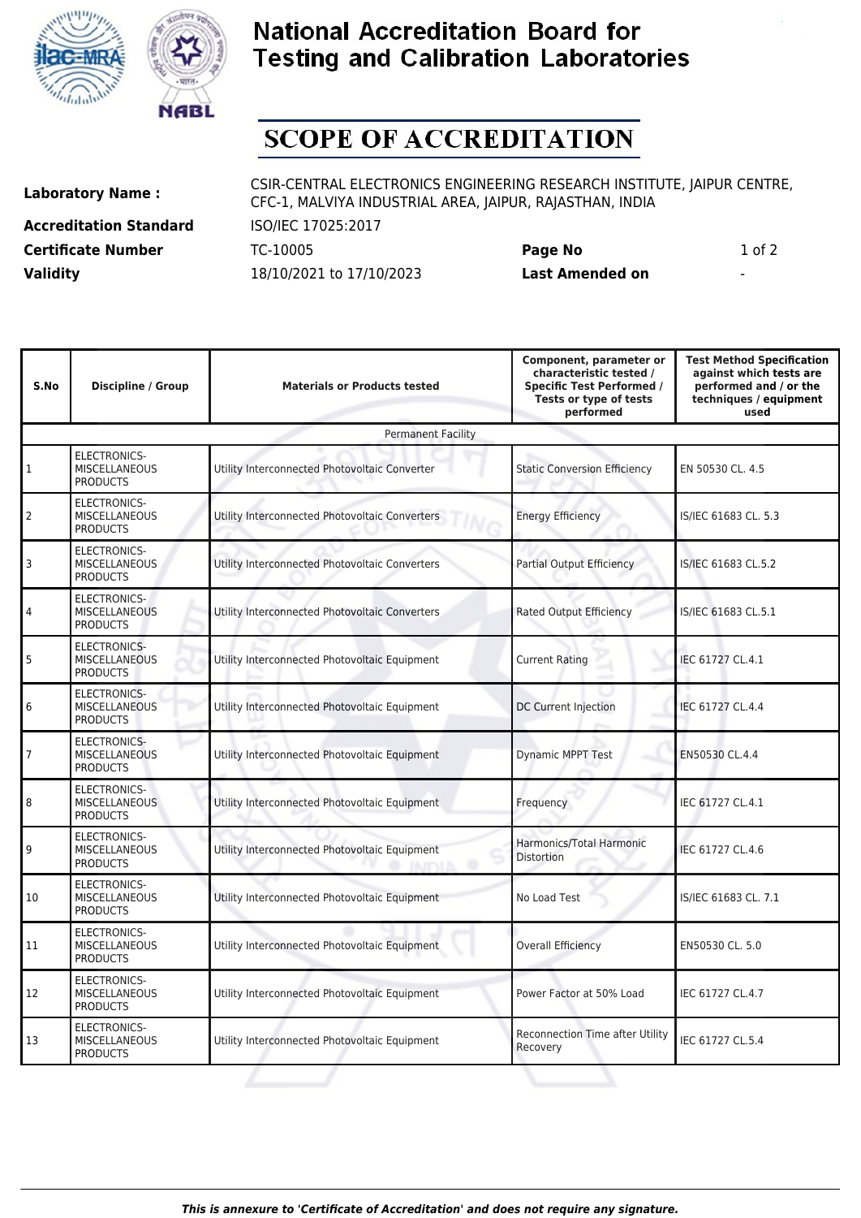# National Accreditation Board for Testing and Calibration Laboratories

# SCOPE OF ACCREDITATION

**Laboratory Name :** CSIR-CENTRAL ELECTRONICS ENGINEERING RESEARCH INSTITUTE, JAIPUR CENTRE, CFC-1, MALVIYA INDUSTRIAL AREA, JAIPUR, RAJASTHAN, INDIA

**Accreditation Standard** ISO/IEC 17025:2017

**Certificate Number** TC-10005 **Page No** 1 of 2

**Validity** 18/10/2021 to 17/10/2023 **Last Amended on** -

| S.No | Discipline / Group | Materials or Products tested | Component, parameter or characteristic tested / Specific Test Performed / Tests or type of tests performed | Test Method Specification against which tests are performed and / or the techniques / equipment used |
|---|---|---|---|---|
| Permanent Facility | | | | |
| 1 | ELECTRONICS-MISCELLANEOUS PRODUCTS | Utility Interconnected Photovoltaic Converter | Static Conversion Efficiency | EN 50530 CL. 4.5 |
| 2 | ELECTRONICS-MISCELLANEOUS PRODUCTS | Utility Interconnected Photovoltaic Converters | Energy Efficiency | IS/IEC 61683 CL. 5.3 |
| 3 | ELECTRONICS-MISCELLANEOUS PRODUCTS | Utility Interconnected Photovoltaic Converters | Partial Output Efficiency | IS/IEC 61683 CL.5.2 |
| 4 | ELECTRONICS-MISCELLANEOUS PRODUCTS | Utility Interconnected Photovoltaic Converters | Rated Output Efficiency | IS/IEC 61683 CL.5.1 |
| 5 | ELECTRONICS-MISCELLANEOUS PRODUCTS | Utility Interconnected Photovoltaic Equipment | Current Rating | IEC 61727 CL.4.1 |
| 6 | ELECTRONICS-MISCELLANEOUS PRODUCTS | Utility Interconnected Photovoltaic Equipment | DC Current Injection | IEC 61727 CL.4.4 |
| 7 | ELECTRONICS-MISCELLANEOUS PRODUCTS | Utility Interconnected Photovoltaic Equipment | Dynamic MPPT Test | EN50530 CL.4.4 |
| 8 | ELECTRONICS-MISCELLANEOUS PRODUCTS | Utility Interconnected Photovoltaic Equipment | Frequency | IEC 61727 CL.4.1 |
| 9 | ELECTRONICS-MISCELLANEOUS PRODUCTS | Utility Interconnected Photovoltaic Equipment | Harmonics/Total Harmonic Distortion | IEC 61727 CL.4.6 |
| 10 | ELECTRONICS-MISCELLANEOUS PRODUCTS | Utility Interconnected Photovoltaic Equipment | No Load Test | IS/IEC 61683 CL. 7.1 |
| 11 | ELECTRONICS-MISCELLANEOUS PRODUCTS | Utility Interconnected Photovoltaic Equipment | Overall Efficiency | EN50530 CL. 5.0 |
| 12 | ELECTRONICS-MISCELLANEOUS PRODUCTS | Utility Interconnected Photovoltaic Equipment | Power Factor at 50% Load | IEC 61727 CL.4.7 |
| 13 | ELECTRONICS-MISCELLANEOUS PRODUCTS | Utility Interconnected Photovoltaic Equipment | Reconnection Time after Utility Recovery | IEC 61727 CL.5.4 |

***This is annexure to 'Certificate of Accreditation' and does not require any signature.***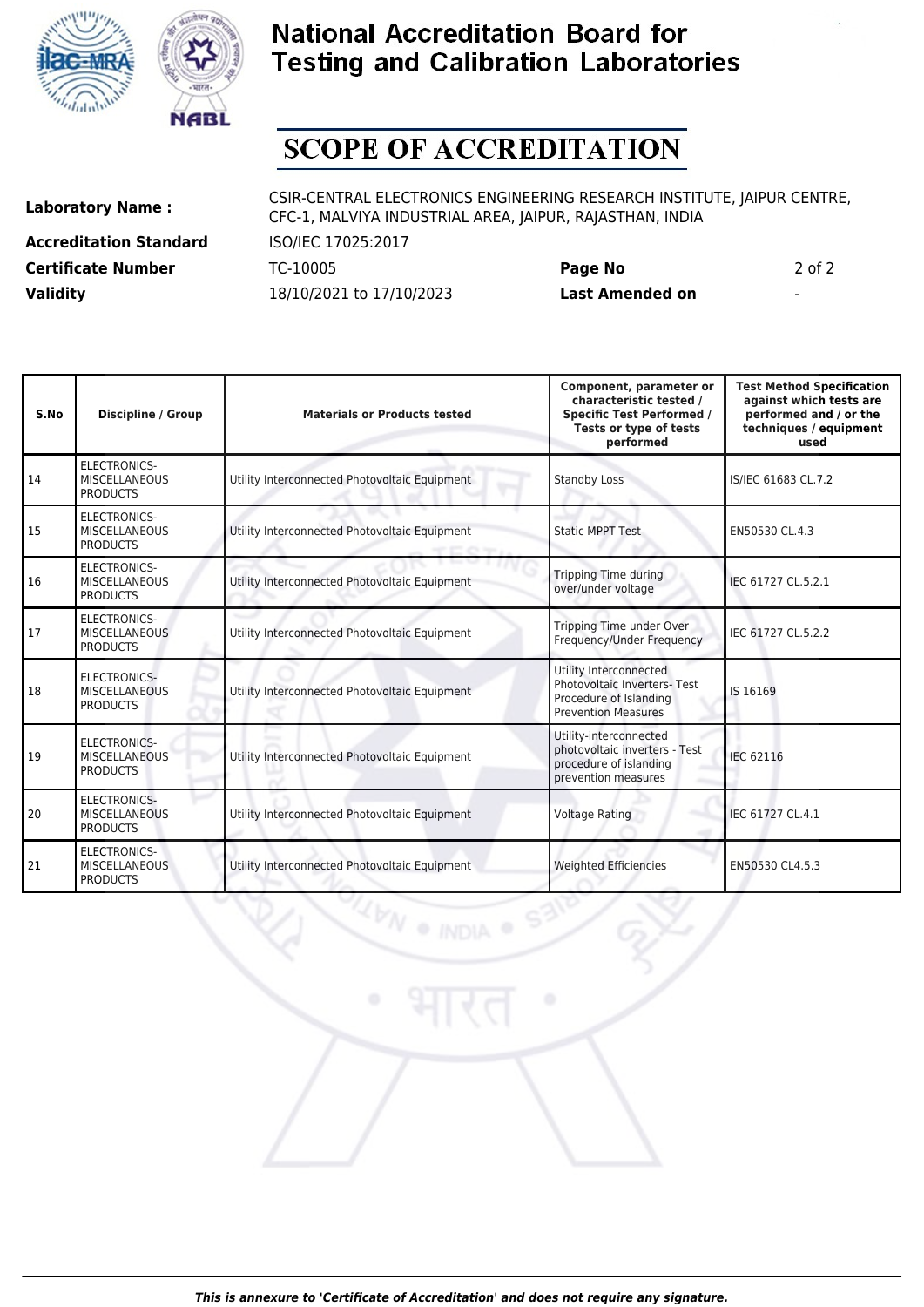# National Accreditation Board for Testing and Calibration Laboratories

## SCOPE OF ACCREDITATION

**Laboratory Name :** CSIR-CENTRAL ELECTRONICS ENGINEERING RESEARCH INSTITUTE, JAIPUR CENTRE, CFC-1, MALVIYA INDUSTRIAL AREA, JAIPUR, RAJASTHAN, INDIA

**Accreditation Standard** ISO/IEC 17025:2017

**Certificate Number** TC-10005 **Page No** 2 of 2

**Validity** 18/10/2021 to 17/10/2023 **Last Amended on** -

| S.No | Discipline / Group | Materials or Products tested | Component, parameter or characteristic tested / Specific Test Performed / Tests or type of tests performed | Test Method Specification against which tests are performed and / or the techniques / equipment used |
|---|---|---|---|---|
| 14 | ELECTRONICS- MISCELLANEOUS PRODUCTS | Utility Interconnected Photovoltaic Equipment | Standby Loss | IS/IEC 61683 CL.7.2 |
| 15 | ELECTRONICS- MISCELLANEOUS PRODUCTS | Utility Interconnected Photovoltaic Equipment | Static MPPT Test | EN50530 CL.4.3 |
| 16 | ELECTRONICS- MISCELLANEOUS PRODUCTS | Utility Interconnected Photovoltaic Equipment | Tripping Time during over/under voltage | IEC 61727 CL.5.2.1 |
| 17 | ELECTRONICS- MISCELLANEOUS PRODUCTS | Utility Interconnected Photovoltaic Equipment | Tripping Time under Over Frequency/Under Frequency | IEC 61727 CL.5.2.2 |
| 18 | ELECTRONICS- MISCELLANEOUS PRODUCTS | Utility Interconnected Photovoltaic Equipment | Utility Interconnected Photovoltaic Inverters- Test Procedure of Islanding Prevention Measures | IS 16169 |
| 19 | ELECTRONICS- MISCELLANEOUS PRODUCTS | Utility Interconnected Photovoltaic Equipment | Utility-interconnected photovoltaic inverters - Test procedure of islanding prevention measures | IEC 62116 |
| 20 | ELECTRONICS- MISCELLANEOUS PRODUCTS | Utility Interconnected Photovoltaic Equipment | Voltage Rating | IEC 61727 CL.4.1 |
| 21 | ELECTRONICS- MISCELLANEOUS PRODUCTS | Utility Interconnected Photovoltaic Equipment | Weighted Efficiencies | EN50530 CL4.5.3 |

*This is annexure to 'Certificate of Accreditation' and does not require any signature.*